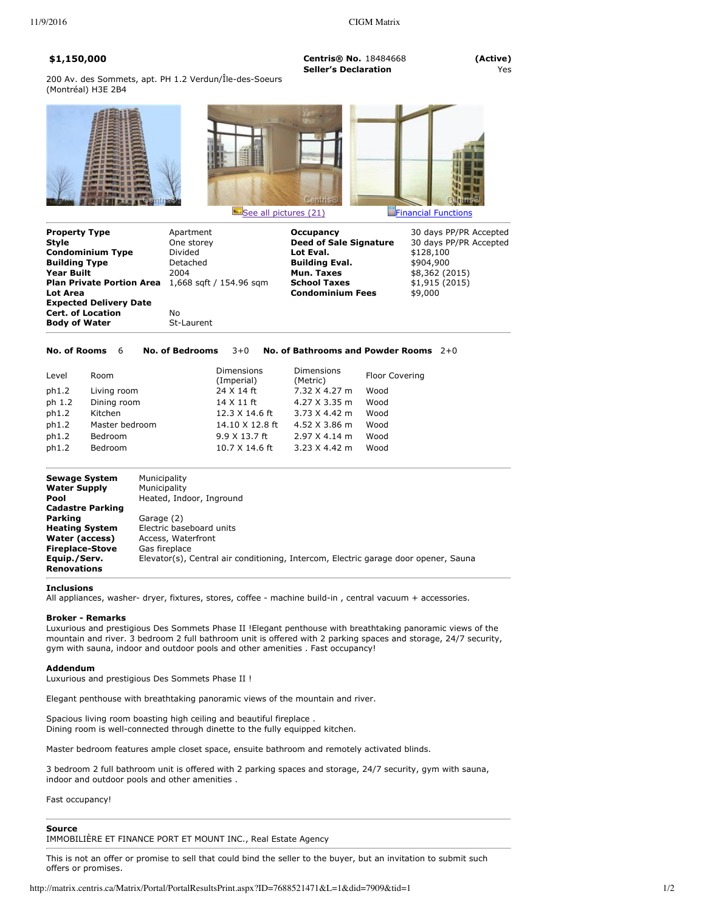**$1,150,000**

**Centris® No.** 18484668 **(Active)**

**Seller's Declaration** Yes

200 Av. des Sommets, apt. PH 1.2 Verdun/Île-des-Soeurs (Montréal) H3E 2B4

See all pictures (21) | Financial Functions

| | | | |
|---|---|---|---|
| **Property Type** | Apartment | **Occupancy** | 30 days PP/PR Accepted |
| **Style** | One storey | **Deed of Sale Signature** | 30 days PP/PR Accepted |
| **Condominium Type** | Divided | **Lot Eval.** | $128,100 |
| **Building Type** | Detached | **Building Eval.** | $904,900 |
| **Year Built** | 2004 | **Mun. Taxes** | $8,362 (2015) |
| **Plan Private Portion Area** | 1,668 sqft / 154.96 sqm | **School Taxes** | $1,915 (2015) |
| **Lot Area** | | **Condominium Fees** | $9,000 |
| **Expected Delivery Date** | | | |
| **Cert. of Location** | No | | |
| **Body of Water** | St-Laurent | | |

**No. of Rooms** 6 **No. of Bedrooms** 3+0 **No. of Bathrooms and Powder Rooms** 2+0

| Level | Room | Dimensions (Imperial) | Dimensions (Metric) | Floor Covering |
|---|---|---|---|---|
| ph1.2 | Living room | 24 X 14 ft | 7.32 X 4.27 m | Wood |
| ph 1.2 | Dining room | 14 X 11 ft | 4.27 X 3.35 m | Wood |
| ph1.2 | Kitchen | 12.3 X 14.6 ft | 3.73 X 4.42 m | Wood |
| ph1.2 | Master bedroom | 14.10 X 12.8 ft | 4.52 X 3.86 m | Wood |
| ph1.2 | Bedroom | 9.9 X 13.7 ft | 2.97 X 4.14 m | Wood |
| ph1.2 | Bedroom | 10.7 X 14.6 ft | 3.23 X 4.42 m | Wood |

| | |
|---|---|
| **Sewage System** | Municipality |
| **Water Supply** | Municipality |
| **Pool** | Heated, Indoor, Inground |
| **Cadastre Parking** | |
| **Parking** | Garage (2) |
| **Heating System** | Electric baseboard units |
| **Water (access)** | Access, Waterfront |
| **Fireplace-Stove** | Gas fireplace |
| **Equip./Serv.** | Elevator(s), Central air conditioning, Intercom, Electric garage door opener, Sauna |
| **Renovations** | |

**Inclusions**

All appliances, washer- dryer, fixtures, stores, coffee - machine build-in , central vacuum + accessories.

**Broker - Remarks**

Luxurious and prestigious Des Sommets Phase II !Elegant penthouse with breathtaking panoramic views of the mountain and river. 3 bedroom 2 full bathroom unit is offered with 2 parking spaces and storage, 24/7 security, gym with sauna, indoor and outdoor pools and other amenities . Fast occupancy!

**Addendum**

Luxurious and prestigious Des Sommets Phase II !

Elegant penthouse with breathtaking panoramic views of the mountain and river.

Spacious living room boasting high ceiling and beautiful fireplace .
Dining room is well-connected through dinette to the fully equipped kitchen.

Master bedroom features ample closet space, ensuite bathroom and remotely activated blinds.

3 bedroom 2 full bathroom unit is offered with 2 parking spaces and storage, 24/7 security, gym with sauna, indoor and outdoor pools and other amenities .

Fast occupancy!

**Source**

IMMOBILIÈRE ET FINANCE PORT ET MOUNT INC., Real Estate Agency

This is not an offer or promise to sell that could bind the seller to the buyer, but an invitation to submit such offers or promises.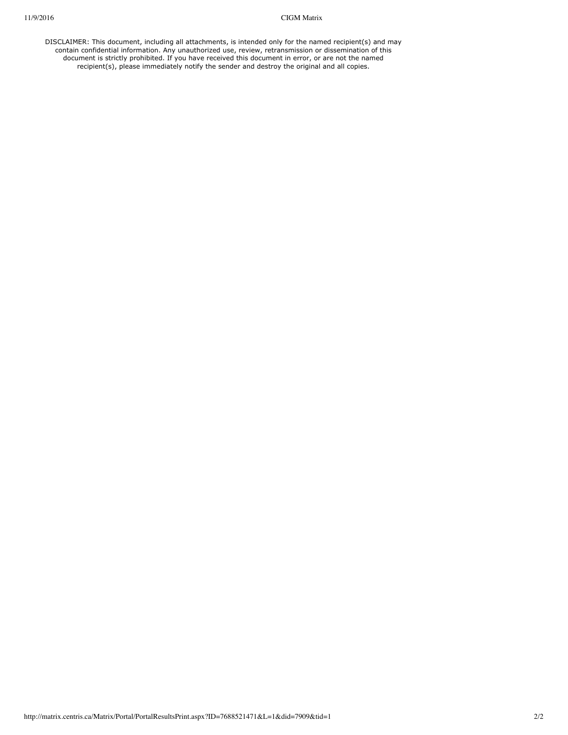DISCLAIMER: This document, including all attachments, is intended only for the named recipient(s) and may contain confidential information. Any unauthorized use, review, retransmission or dissemination of this document is strictly prohibited. If you have received this document in error, or are not the named recipient(s), please immediately notify the sender and destroy the original and all copies.